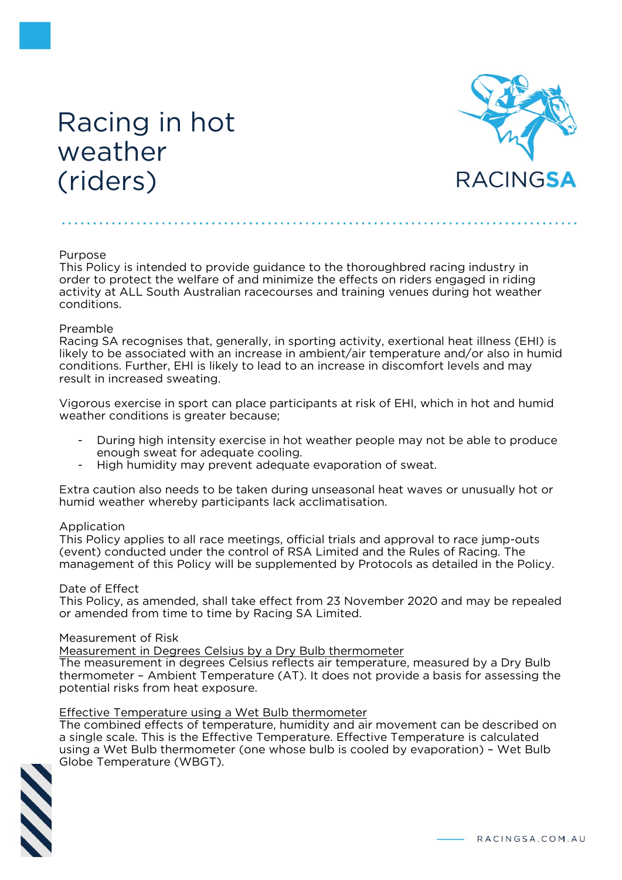# Racing in hot weather (riders)

## Purpose

This Policy is intended to provide guidance to the thoroughbred racing industry in order to protect the welfare of and minimize the effects on riders engaged in riding activity at ALL South Australian racecourses and training venues during hot weather conditions.

## Preamble

Racing SA recognises that, generally, in sporting activity, exertional heat illness (EHI) is likely to be associated with an increase in ambient/air temperature and/or also in humid conditions. Further, EHI is likely to lead to an increase in discomfort levels and may result in increased sweating.

Vigorous exercise in sport can place participants at risk of EHI, which in hot and humid weather conditions is greater because;

- During high intensity exercise in hot weather people may not be able to produce enough sweat for adequate cooling.
- High humidity may prevent adequate evaporation of sweat.

Extra caution also needs to be taken during unseasonal heat waves or unusually hot or humid weather whereby participants lack acclimatisation.

## Application

This Policy applies to all race meetings, official trials and approval to race jump-outs (event) conducted under the control of RSA Limited and the Rules of Racing. The management of this Policy will be supplemented by Protocols as detailed in the Policy.

## Date of Effect

This Policy, as amended, shall take effect from 23 November 2020 and may be repealed or amended from time to time by Racing SA Limited.

## Measurement of Risk

### Measurement in Degrees Celsius by a Dry Bulb thermometer

The measurement in degrees Celsius reflects air temperature, measured by a Dry Bulb thermometer – Ambient Temperature (AT). It does not provide a basis for assessing the potential risks from heat exposure.

### Effective Temperature using a Wet Bulb thermometer

The combined effects of temperature, humidity and air movement can be described on a single scale. This is the Effective Temperature. Effective Temperature is calculated using a Wet Bulb thermometer (one whose bulb is cooled by evaporation) – Wet Bulb Globe Temperature (WBGT).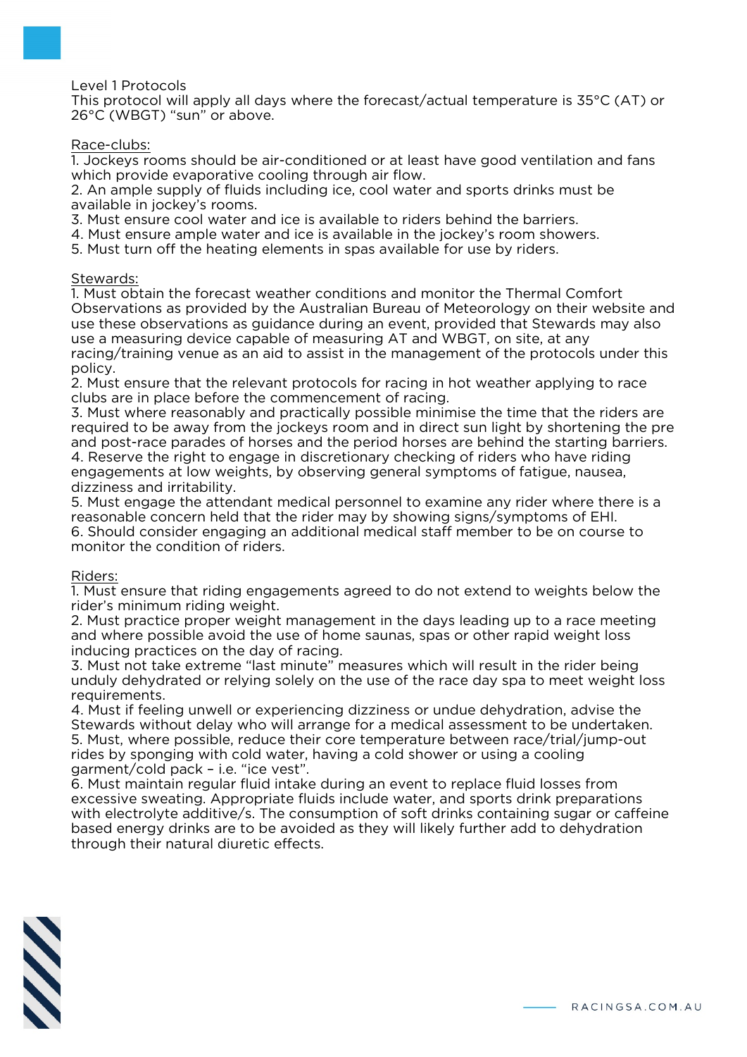Level 1 Protocols
This protocol will apply all days where the forecast/actual temperature is 35°C (AT) or 26°C (WBGT) "sun" or above.

Race-clubs:

1. Jockeys rooms should be air-conditioned or at least have good ventilation and fans which provide evaporative cooling through air flow.
2. An ample supply of fluids including ice, cool water and sports drinks must be available in jockey's rooms.
3. Must ensure cool water and ice is available to riders behind the barriers.
4. Must ensure ample water and ice is available in the jockey's room showers.
5. Must turn off the heating elements in spas available for use by riders.

Stewards:

1. Must obtain the forecast weather conditions and monitor the Thermal Comfort Observations as provided by the Australian Bureau of Meteorology on their website and use these observations as guidance during an event, provided that Stewards may also use a measuring device capable of measuring AT and WBGT, on site, at any racing/training venue as an aid to assist in the management of the protocols under this policy.
2. Must ensure that the relevant protocols for racing in hot weather applying to race clubs are in place before the commencement of racing.
3. Must where reasonably and practically possible minimise the time that the riders are required to be away from the jockeys room and in direct sun light by shortening the pre and post-race parades of horses and the period horses are behind the starting barriers.
4. Reserve the right to engage in discretionary checking of riders who have riding engagements at low weights, by observing general symptoms of fatigue, nausea, dizziness and irritability.
5. Must engage the attendant medical personnel to examine any rider where there is a reasonable concern held that the rider may by showing signs/symptoms of EHI.
6. Should consider engaging an additional medical staff member to be on course to monitor the condition of riders.

Riders:

1. Must ensure that riding engagements agreed to do not extend to weights below the rider's minimum riding weight.
2. Must practice proper weight management in the days leading up to a race meeting and where possible avoid the use of home saunas, spas or other rapid weight loss inducing practices on the day of racing.
3. Must not take extreme "last minute" measures which will result in the rider being unduly dehydrated or relying solely on the use of the race day spa to meet weight loss requirements.
4. Must if feeling unwell or experiencing dizziness or undue dehydration, advise the Stewards without delay who will arrange for a medical assessment to be undertaken.
5. Must, where possible, reduce their core temperature between race/trial/jump-out rides by sponging with cold water, having a cold shower or using a cooling garment/cold pack – i.e. "ice vest".
6. Must maintain regular fluid intake during an event to replace fluid losses from excessive sweating. Appropriate fluids include water, and sports drink preparations with electrolyte additive/s. The consumption of soft drinks containing sugar or caffeine based energy drinks are to be avoided as they will likely further add to dehydration through their natural diuretic effects.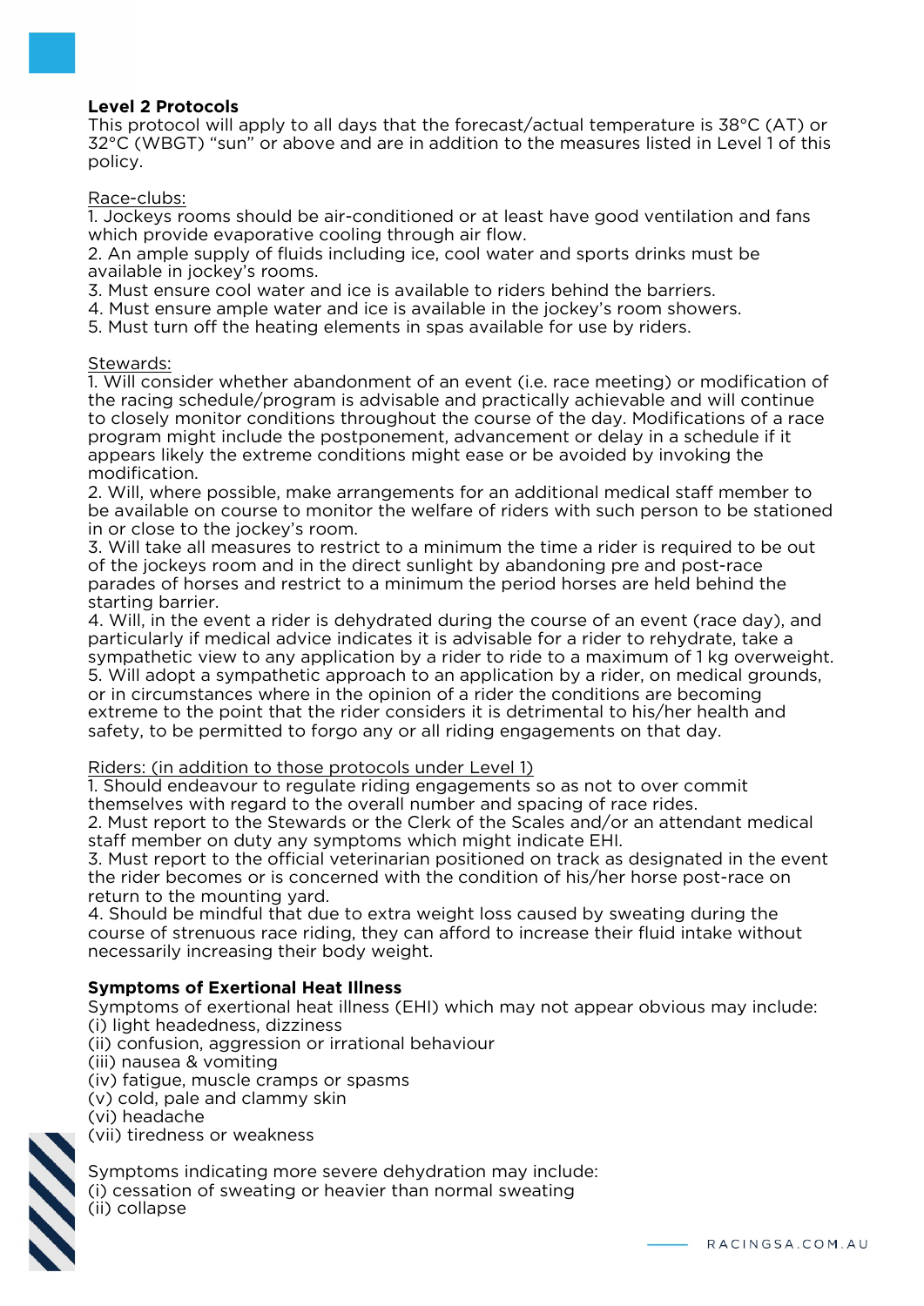**Level 2 Protocols**

This protocol will apply to all days that the forecast/actual temperature is 38°C (AT) or 32°C (WBGT) "sun" or above and are in addition to the measures listed in Level 1 of this policy.

Race-clubs:

1. Jockeys rooms should be air-conditioned or at least have good ventilation and fans which provide evaporative cooling through air flow.
2. An ample supply of fluids including ice, cool water and sports drinks must be available in jockey's rooms.
3. Must ensure cool water and ice is available to riders behind the barriers.
4. Must ensure ample water and ice is available in the jockey's room showers.
5. Must turn off the heating elements in spas available for use by riders.

Stewards:

1. Will consider whether abandonment of an event (i.e. race meeting) or modification of the racing schedule/program is advisable and practically achievable and will continue to closely monitor conditions throughout the course of the day. Modifications of a race program might include the postponement, advancement or delay in a schedule if it appears likely the extreme conditions might ease or be avoided by invoking the modification.
2. Will, where possible, make arrangements for an additional medical staff member to be available on course to monitor the welfare of riders with such person to be stationed in or close to the jockey's room.
3. Will take all measures to restrict to a minimum the time a rider is required to be out of the jockeys room and in the direct sunlight by abandoning pre and post-race parades of horses and restrict to a minimum the period horses are held behind the starting barrier.
4. Will, in the event a rider is dehydrated during the course of an event (race day), and particularly if medical advice indicates it is advisable for a rider to rehydrate, take a sympathetic view to any application by a rider to ride to a maximum of 1 kg overweight.
5. Will adopt a sympathetic approach to an application by a rider, on medical grounds, or in circumstances where in the opinion of a rider the conditions are becoming extreme to the point that the rider considers it is detrimental to his/her health and safety, to be permitted to forgo any or all riding engagements on that day.

Riders: (in addition to those protocols under Level 1)

1. Should endeavour to regulate riding engagements so as not to over commit themselves with regard to the overall number and spacing of race rides.
2. Must report to the Stewards or the Clerk of the Scales and/or an attendant medical staff member on duty any symptoms which might indicate EHI.
3. Must report to the official veterinarian positioned on track as designated in the event the rider becomes or is concerned with the condition of his/her horse post-race on return to the mounting yard.
4. Should be mindful that due to extra weight loss caused by sweating during the course of strenuous race riding, they can afford to increase their fluid intake without necessarily increasing their body weight.

**Symptoms of Exertional Heat Illness**

Symptoms of exertional heat illness (EHI) which may not appear obvious may include:

(i) light headedness, dizziness
(ii) confusion, aggression or irrational behaviour
(iii) nausea & vomiting
(iv) fatigue, muscle cramps or spasms
(v) cold, pale and clammy skin
(vi) headache
(vii) tiredness or weakness

Symptoms indicating more severe dehydration may include:

(i) cessation of sweating or heavier than normal sweating
(ii) collapse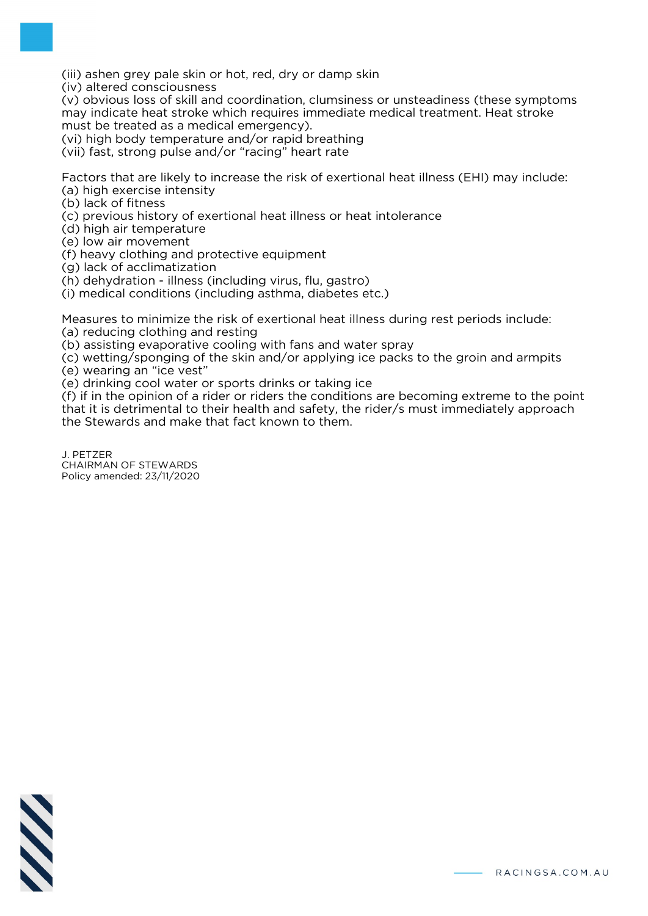(iii) ashen grey pale skin or hot, red, dry or damp skin
(iv) altered consciousness
(v) obvious loss of skill and coordination, clumsiness or unsteadiness (these symptoms may indicate heat stroke which requires immediate medical treatment. Heat stroke must be treated as a medical emergency).
(vi) high body temperature and/or rapid breathing
(vii) fast, strong pulse and/or "racing" heart rate

Factors that are likely to increase the risk of exertional heat illness (EHI) may include:
(a) high exercise intensity
(b) lack of fitness
(c) previous history of exertional heat illness or heat intolerance
(d) high air temperature
(e) low air movement
(f) heavy clothing and protective equipment
(g) lack of acclimatization
(h) dehydration - illness (including virus, flu, gastro)
(i) medical conditions (including asthma, diabetes etc.)

Measures to minimize the risk of exertional heat illness during rest periods include:
(a) reducing clothing and resting
(b) assisting evaporative cooling with fans and water spray
(c) wetting/sponging of the skin and/or applying ice packs to the groin and armpits
(e) wearing an "ice vest"
(e) drinking cool water or sports drinks or taking ice
(f) if in the opinion of a rider or riders the conditions are becoming extreme to the point that it is detrimental to their health and safety, the rider/s must immediately approach the Stewards and make that fact known to them.

J. PETZER
CHAIRMAN OF STEWARDS
Policy amended: 23/11/2020